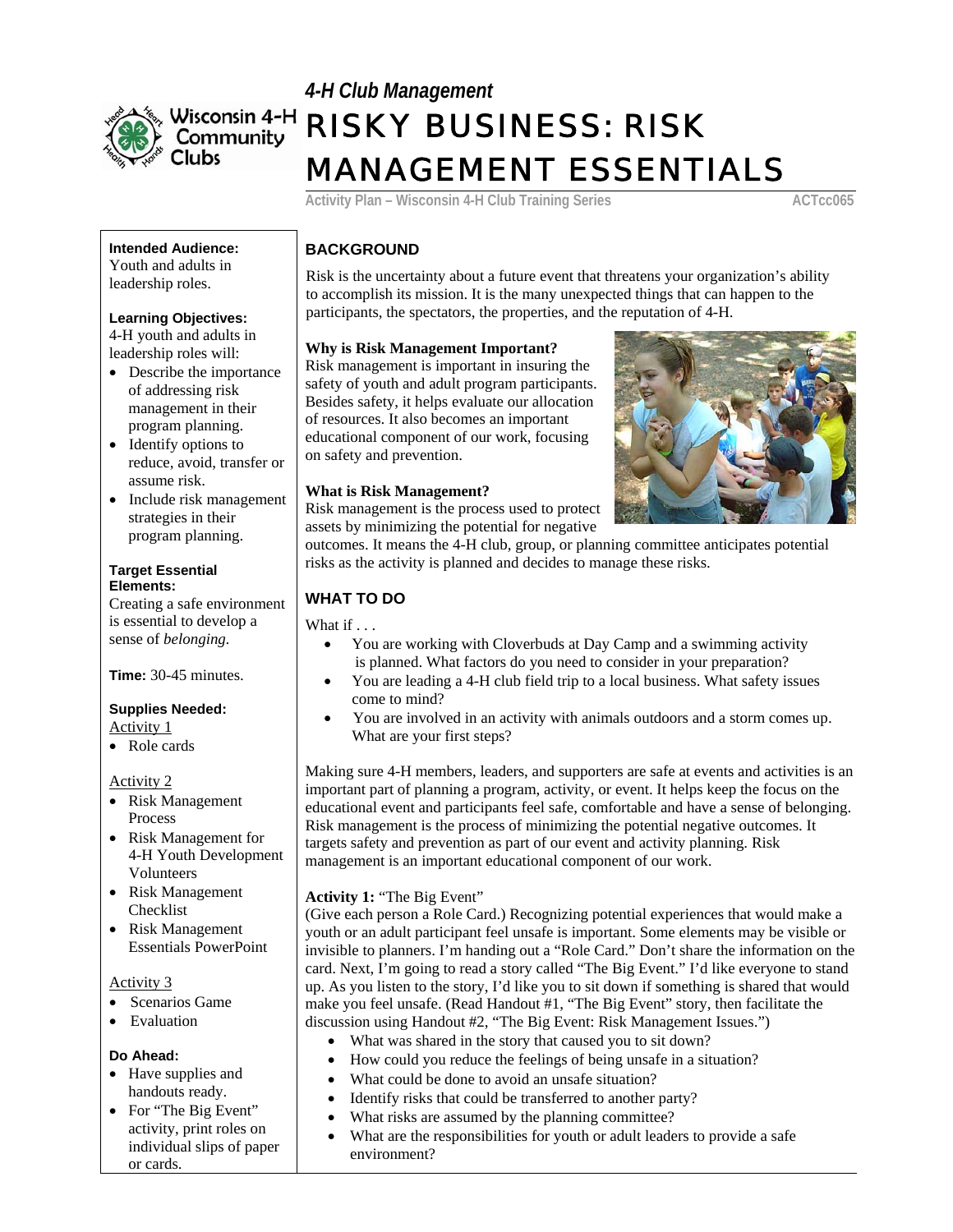*4-H Club Management*

Wisconsin 4-H Community Clubs

# RISKY BUSINESS: RISK MANAGEMENT ESSENTIALS

Activity Plan – Wisconsin 4-H Club Training Series ACTcc065

**Intended Audience:**
Youth and adults in leadership roles.

**Learning Objectives:**
4-H youth and adults in leadership roles will:

- Describe the importance of addressing risk management in their program planning.
- Identify options to reduce, avoid, transfer or assume risk.
- Include risk management strategies in their program planning.

**Target Essential Elements:**
Creating a safe environment is essential to develop a sense of *belonging*.

**Time:** 30-45 minutes.

**Supplies Needed:**

Activity 1

- Role cards

Activity 2

- Risk Management Process
- Risk Management for 4-H Youth Development Volunteers
- Risk Management Checklist
- Risk Management Essentials PowerPoint

Activity 3

- Scenarios Game
- Evaluation

**Do Ahead:**

- Have supplies and handouts ready.
- For "The Big Event" activity, print roles on individual slips of paper or cards.

## BACKGROUND

Risk is the uncertainty about a future event that threatens your organization's ability to accomplish its mission. It is the many unexpected things that can happen to the participants, the spectators, the properties, and the reputation of 4-H.

**Why is Risk Management Important?**
Risk management is important in insuring the safety of youth and adult program participants. Besides safety, it helps evaluate our allocation of resources. It also becomes an important educational component of our work, focusing on safety and prevention.

**What is Risk Management?**
Risk management is the process used to protect assets by minimizing the potential for negative outcomes. It means the 4-H club, group, or planning committee anticipates potential risks as the activity is planned and decides to manage these risks.

## WHAT TO DO

What if . . .

- You are working with Cloverbuds at Day Camp and a swimming activity is planned. What factors do you need to consider in your preparation?
- You are leading a 4-H club field trip to a local business. What safety issues come to mind?
- You are involved in an activity with animals outdoors and a storm comes up. What are your first steps?

Making sure 4-H members, leaders, and supporters are safe at events and activities is an important part of planning a program, activity, or event. It helps keep the focus on the educational event and participants feel safe, comfortable and have a sense of belonging. Risk management is the process of minimizing the potential negative outcomes. It targets safety and prevention as part of our event and activity planning. Risk management is an important educational component of our work.

**Activity 1:** "The Big Event"
(Give each person a Role Card.) Recognizing potential experiences that would make a youth or an adult participant feel unsafe is important. Some elements may be visible or invisible to planners. I'm handing out a "Role Card." Don't share the information on the card. Next, I'm going to read a story called "The Big Event." I'd like everyone to stand up. As you listen to the story, I'd like you to sit down if something is shared that would make you feel unsafe. (Read Handout #1, "The Big Event" story, then facilitate the discussion using Handout #2, "The Big Event: Risk Management Issues.")

- What was shared in the story that caused you to sit down?
- How could you reduce the feelings of being unsafe in a situation?
- What could be done to avoid an unsafe situation?
- Identify risks that could be transferred to another party?
- What risks are assumed by the planning committee?
- What are the responsibilities for youth or adult leaders to provide a safe environment?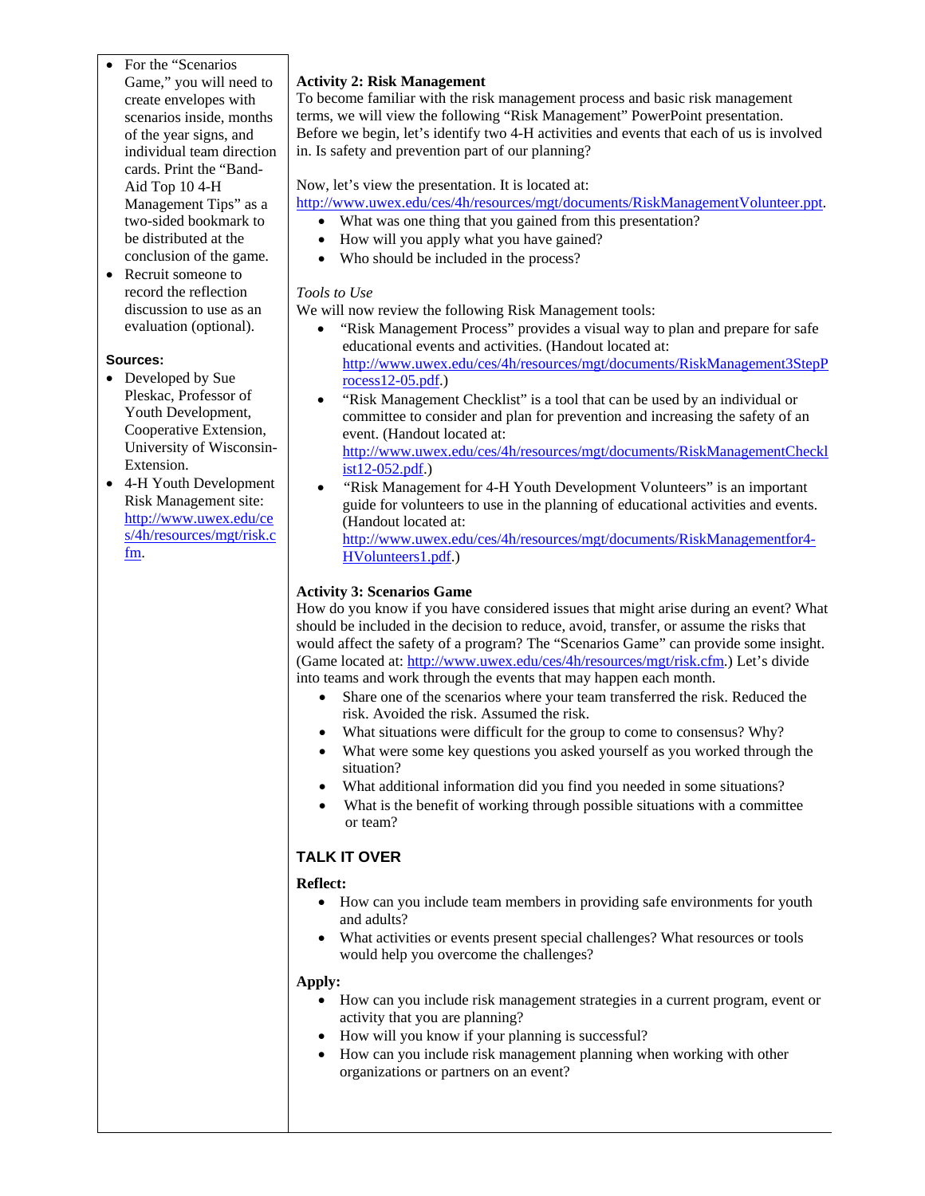- For the "Scenarios Game," you will need to create envelopes with scenarios inside, months of the year signs, and individual team direction cards. Print the "Band-Aid Top 10 4-H Management Tips" as a two-sided bookmark to be distributed at the conclusion of the game.
- Recruit someone to record the reflection discussion to use as an evaluation (optional).

**Sources:**

- Developed by Sue Pleskac, Professor of Youth Development, Cooperative Extension, University of Wisconsin-Extension.
- 4-H Youth Development Risk Management site: http://www.uwex.edu/ces/4h/resources/mgt/risk.cfm.

**Activity 2: Risk Management**

To become familiar with the risk management process and basic risk management terms, we will view the following "Risk Management" PowerPoint presentation. Before we begin, let's identify two 4-H activities and events that each of us is involved in. Is safety and prevention part of our planning?

Now, let's view the presentation. It is located at: http://www.uwex.edu/ces/4h/resources/mgt/documents/RiskManagementVolunteer.ppt.

- What was one thing that you gained from this presentation?
- How will you apply what you have gained?
- Who should be included in the process?

*Tools to Use*

We will now review the following Risk Management tools:

- "Risk Management Process" provides a visual way to plan and prepare for safe educational events and activities. (Handout located at: http://www.uwex.edu/ces/4h/resources/mgt/documents/RiskManagement3StepProcess12-05.pdf.)
- "Risk Management Checklist" is a tool that can be used by an individual or committee to consider and plan for prevention and increasing the safety of an event. (Handout located at: http://www.uwex.edu/ces/4h/resources/mgt/documents/RiskManagementChecklist12-052.pdf.)
- "Risk Management for 4-H Youth Development Volunteers" is an important guide for volunteers to use in the planning of educational activities and events. (Handout located at: http://www.uwex.edu/ces/4h/resources/mgt/documents/RiskManagementfor4-HVolunteers1.pdf.)

**Activity 3: Scenarios Game**

How do you know if you have considered issues that might arise during an event? What should be included in the decision to reduce, avoid, transfer, or assume the risks that would affect the safety of a program? The "Scenarios Game" can provide some insight. (Game located at: http://www.uwex.edu/ces/4h/resources/mgt/risk.cfm.) Let's divide into teams and work through the events that may happen each month.

- Share one of the scenarios where your team transferred the risk. Reduced the risk. Avoided the risk. Assumed the risk.
- What situations were difficult for the group to come to consensus? Why?
- What were some key questions you asked yourself as you worked through the situation?
- What additional information did you find you needed in some situations?
- What is the benefit of working through possible situations with a committee or team?

## TALK IT OVER

**Reflect:**

- How can you include team members in providing safe environments for youth and adults?
- What activities or events present special challenges? What resources or tools would help you overcome the challenges?

**Apply:**

- How can you include risk management strategies in a current program, event or activity that you are planning?
- How will you know if your planning is successful?
- How can you include risk management planning when working with other organizations or partners on an event?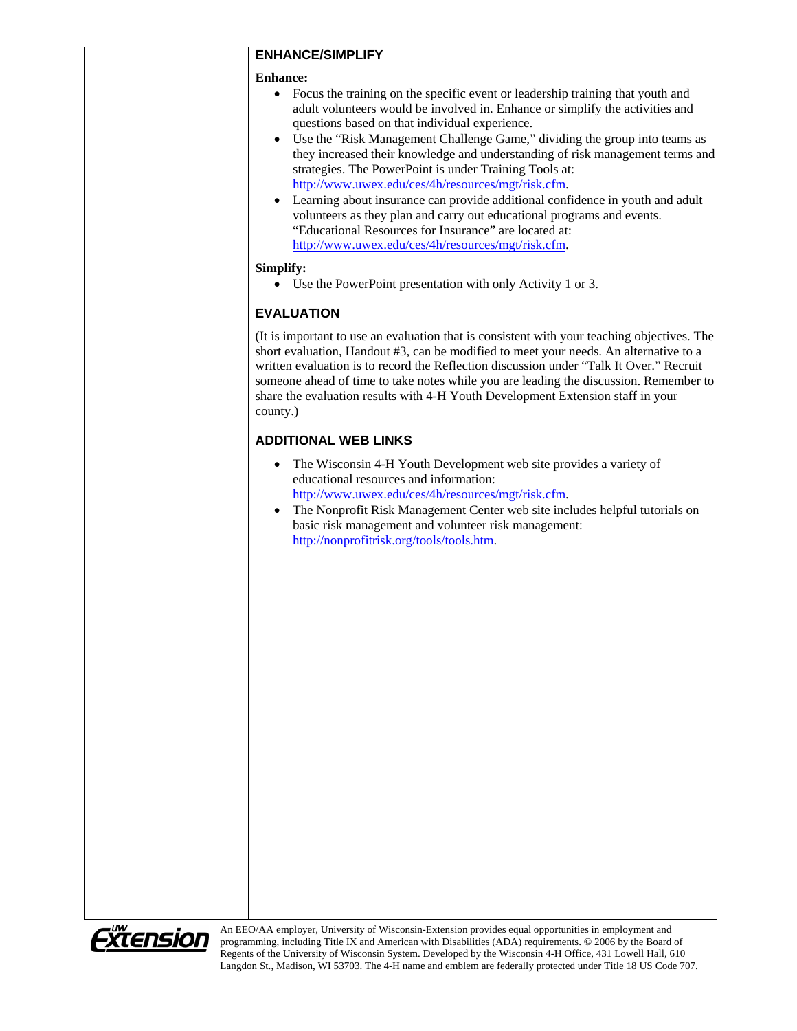## ENHANCE/SIMPLIFY

**Enhance:**

- Focus the training on the specific event or leadership training that youth and adult volunteers would be involved in. Enhance or simplify the activities and questions based on that individual experience.
- Use the "Risk Management Challenge Game," dividing the group into teams as they increased their knowledge and understanding of risk management terms and strategies. The PowerPoint is under Training Tools at: http://www.uwex.edu/ces/4h/resources/mgt/risk.cfm.
- Learning about insurance can provide additional confidence in youth and adult volunteers as they plan and carry out educational programs and events. "Educational Resources for Insurance" are located at: http://www.uwex.edu/ces/4h/resources/mgt/risk.cfm.

**Simplify:**

- Use the PowerPoint presentation with only Activity 1 or 3.

## EVALUATION

(It is important to use an evaluation that is consistent with your teaching objectives. The short evaluation, Handout #3, can be modified to meet your needs. An alternative to a written evaluation is to record the Reflection discussion under "Talk It Over." Recruit someone ahead of time to take notes while you are leading the discussion. Remember to share the evaluation results with 4-H Youth Development Extension staff in your county.)

## ADDITIONAL WEB LINKS

- The Wisconsin 4-H Youth Development web site provides a variety of educational resources and information: http://www.uwex.edu/ces/4h/resources/mgt/risk.cfm.
- The Nonprofit Risk Management Center web site includes helpful tutorials on basic risk management and volunteer risk management: http://nonprofitrisk.org/tools/tools.htm.

UW Extension

An EEO/AA employer, University of Wisconsin-Extension provides equal opportunities in employment and programming, including Title IX and American with Disabilities (ADA) requirements. © 2006 by the Board of Regents of the University of Wisconsin System. Developed by the Wisconsin 4-H Office, 431 Lowell Hall, 610 Langdon St., Madison, WI 53703. The 4-H name and emblem are federally protected under Title 18 US Code 707.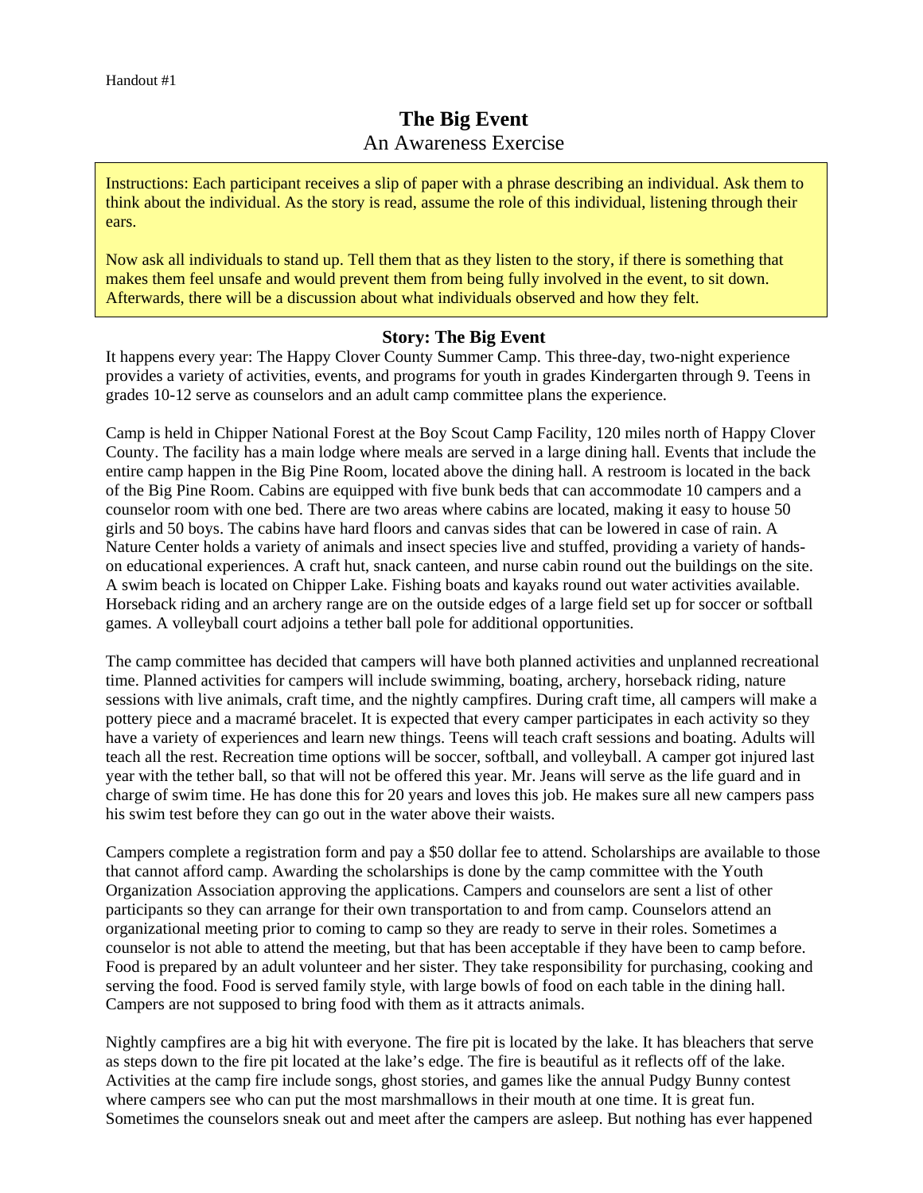Handout #1

# The Big Event

## An Awareness Exercise

Instructions: Each participant receives a slip of paper with a phrase describing an individual. Ask them to think about the individual. As the story is read, assume the role of this individual, listening through their ears.

Now ask all individuals to stand up. Tell them that as they listen to the story, if there is something that makes them feel unsafe and would prevent them from being fully involved in the event, to sit down. Afterwards, there will be a discussion about what individuals observed and how they felt.

### Story: The Big Event

It happens every year: The Happy Clover County Summer Camp. This three-day, two-night experience provides a variety of activities, events, and programs for youth in grades Kindergarten through 9. Teens in grades 10-12 serve as counselors and an adult camp committee plans the experience.

Camp is held in Chipper National Forest at the Boy Scout Camp Facility, 120 miles north of Happy Clover County. The facility has a main lodge where meals are served in a large dining hall. Events that include the entire camp happen in the Big Pine Room, located above the dining hall. A restroom is located in the back of the Big Pine Room. Cabins are equipped with five bunk beds that can accommodate 10 campers and a counselor room with one bed. There are two areas where cabins are located, making it easy to house 50 girls and 50 boys. The cabins have hard floors and canvas sides that can be lowered in case of rain. A Nature Center holds a variety of animals and insect species live and stuffed, providing a variety of hands-on educational experiences. A craft hut, snack canteen, and nurse cabin round out the buildings on the site. A swim beach is located on Chipper Lake. Fishing boats and kayaks round out water activities available. Horseback riding and an archery range are on the outside edges of a large field set up for soccer or softball games. A volleyball court adjoins a tether ball pole for additional opportunities.

The camp committee has decided that campers will have both planned activities and unplanned recreational time. Planned activities for campers will include swimming, boating, archery, horseback riding, nature sessions with live animals, craft time, and the nightly campfires. During craft time, all campers will make a pottery piece and a macramé bracelet. It is expected that every camper participates in each activity so they have a variety of experiences and learn new things. Teens will teach craft sessions and boating. Adults will teach all the rest. Recreation time options will be soccer, softball, and volleyball. A camper got injured last year with the tether ball, so that will not be offered this year. Mr. Jeans will serve as the life guard and in charge of swim time. He has done this for 20 years and loves this job. He makes sure all new campers pass his swim test before they can go out in the water above their waists.

Campers complete a registration form and pay a $50 dollar fee to attend. Scholarships are available to those that cannot afford camp. Awarding the scholarships is done by the camp committee with the Youth Organization Association approving the applications. Campers and counselors are sent a list of other participants so they can arrange for their own transportation to and from camp. Counselors attend an organizational meeting prior to coming to camp so they are ready to serve in their roles. Sometimes a counselor is not able to attend the meeting, but that has been acceptable if they have been to camp before. Food is prepared by an adult volunteer and her sister. They take responsibility for purchasing, cooking and serving the food. Food is served family style, with large bowls of food on each table in the dining hall. Campers are not supposed to bring food with them as it attracts animals.

Nightly campfires are a big hit with everyone. The fire pit is located by the lake. It has bleachers that serve as steps down to the fire pit located at the lake's edge. The fire is beautiful as it reflects off of the lake. Activities at the camp fire include songs, ghost stories, and games like the annual Pudgy Bunny contest where campers see who can put the most marshmallows in their mouth at one time. It is great fun. Sometimes the counselors sneak out and meet after the campers are asleep. But nothing has ever happened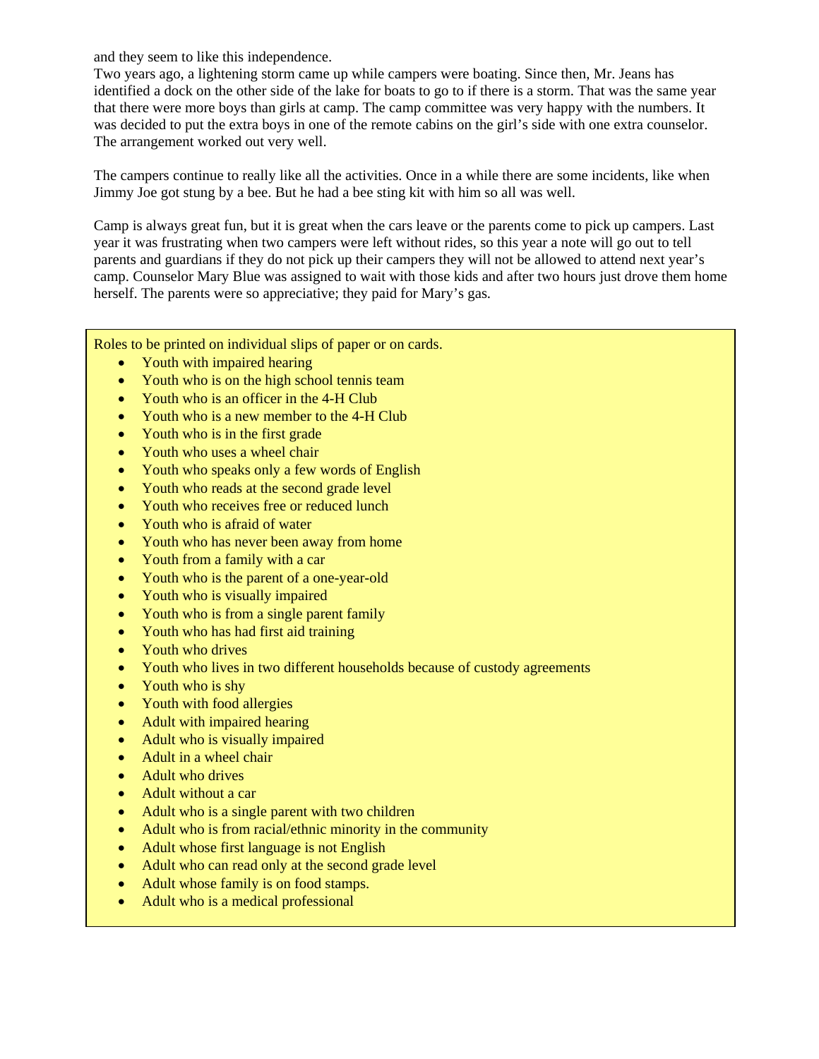and they seem to like this independence.
Two years ago, a lightening storm came up while campers were boating. Since then, Mr. Jeans has identified a dock on the other side of the lake for boats to go to if there is a storm. That was the same year that there were more boys than girls at camp. The camp committee was very happy with the numbers. It was decided to put the extra boys in one of the remote cabins on the girl's side with one extra counselor. The arrangement worked out very well.

The campers continue to really like all the activities. Once in a while there are some incidents, like when Jimmy Joe got stung by a bee. But he had a bee sting kit with him so all was well.

Camp is always great fun, but it is great when the cars leave or the parents come to pick up campers. Last year it was frustrating when two campers were left without rides, so this year a note will go out to tell parents and guardians if they do not pick up their campers they will not be allowed to attend next year's camp. Counselor Mary Blue was assigned to wait with those kids and after two hours just drove them home herself. The parents were so appreciative; they paid for Mary's gas.

Roles to be printed on individual slips of paper or on cards.

- Youth with impaired hearing
- Youth who is on the high school tennis team
- Youth who is an officer in the 4-H Club
- Youth who is a new member to the 4-H Club
- Youth who is in the first grade
- Youth who uses a wheel chair
- Youth who speaks only a few words of English
- Youth who reads at the second grade level
- Youth who receives free or reduced lunch
- Youth who is afraid of water
- Youth who has never been away from home
- Youth from a family with a car
- Youth who is the parent of a one-year-old
- Youth who is visually impaired
- Youth who is from a single parent family
- Youth who has had first aid training
- Youth who drives
- Youth who lives in two different households because of custody agreements
- Youth who is shy
- Youth with food allergies
- Adult with impaired hearing
- Adult who is visually impaired
- Adult in a wheel chair
- Adult who drives
- Adult without a car
- Adult who is a single parent with two children
- Adult who is from racial/ethnic minority in the community
- Adult whose first language is not English
- Adult who can read only at the second grade level
- Adult whose family is on food stamps.
- Adult who is a medical professional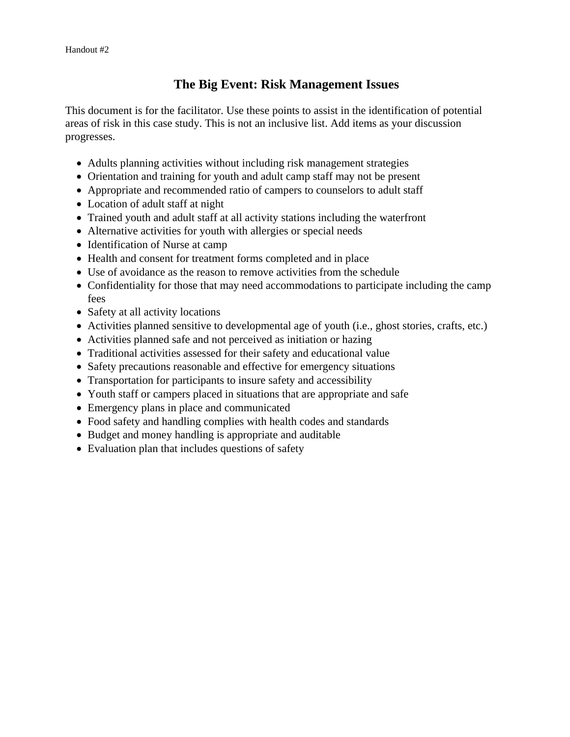Handout #2

# The Big Event: Risk Management Issues

This document is for the facilitator. Use these points to assist in the identification of potential areas of risk in this case study. This is not an inclusive list. Add items as your discussion progresses.

- Adults planning activities without including risk management strategies
- Orientation and training for youth and adult camp staff may not be present
- Appropriate and recommended ratio of campers to counselors to adult staff
- Location of adult staff at night
- Trained youth and adult staff at all activity stations including the waterfront
- Alternative activities for youth with allergies or special needs
- Identification of Nurse at camp
- Health and consent for treatment forms completed and in place
- Use of avoidance as the reason to remove activities from the schedule
- Confidentiality for those that may need accommodations to participate including the camp fees
- Safety at all activity locations
- Activities planned sensitive to developmental age of youth (i.e., ghost stories, crafts, etc.)
- Activities planned safe and not perceived as initiation or hazing
- Traditional activities assessed for their safety and educational value
- Safety precautions reasonable and effective for emergency situations
- Transportation for participants to insure safety and accessibility
- Youth staff or campers placed in situations that are appropriate and safe
- Emergency plans in place and communicated
- Food safety and handling complies with health codes and standards
- Budget and money handling is appropriate and auditable
- Evaluation plan that includes questions of safety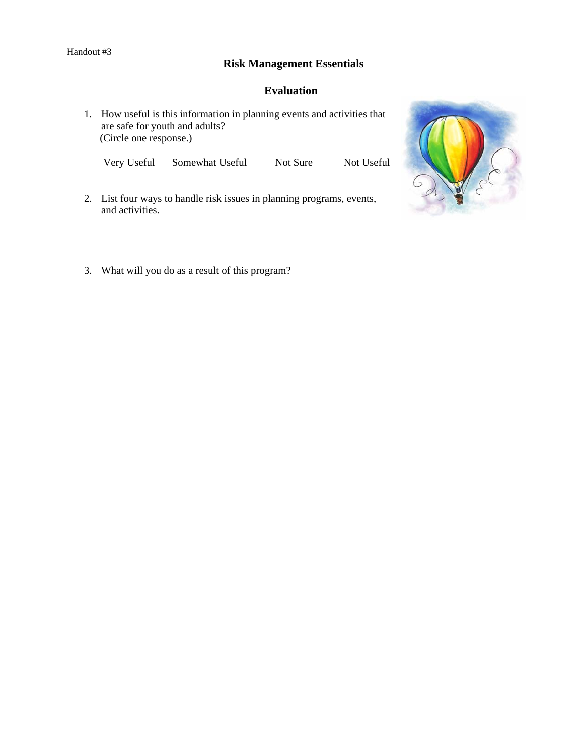Handout #3

# Risk Management Essentials

## Evaluation

1. How useful is this information in planning events and activities that are safe for youth and adults?
   (Circle one response.)

   Very Useful     Somewhat Useful     Not Sure     Not Useful

2. List four ways to handle risk issues in planning programs, events, and activities.

3. What will you do as a result of this program?